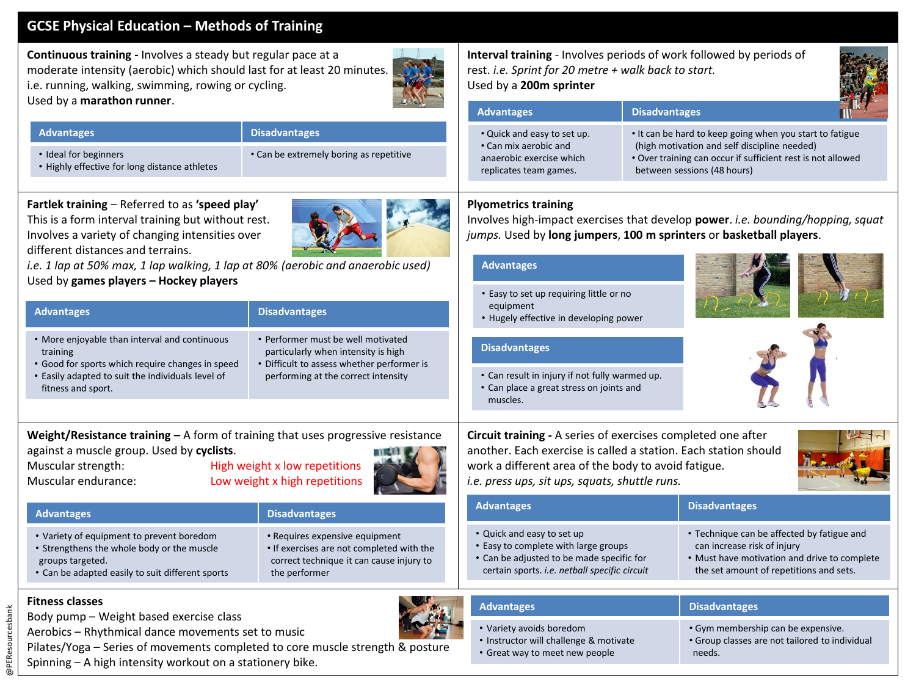# GCSE Physical Education – Methods of Training

## Continuous training

**Continuous training -** Involves a steady but regular pace at a moderate intensity (aerobic) which should last for at least 20 minutes. i.e. running, walking, swimming, rowing or cycling.
Used by a **marathon runner**.

| Advantages | Disadvantages |
|---|---|
| • Ideal for beginners<br>• Highly effective for long distance athletes | • Can be extremely boring as repetitive |

## Interval training

**Interval training** - Involves periods of work followed by periods of rest. *i.e. Sprint for 20 metre + walk back to start.*
Used by a **200m sprinter**

| Advantages | Disadvantages |
|---|---|
| • Quick and easy to set up.<br>• Can mix aerobic and anaerobic exercise which replicates team games. | • It can be hard to keep going when you start to fatigue (high motivation and self discipline needed)<br>• Over training can occur if sufficient rest is not allowed between sessions (48 hours) |

## Fartlek training

**Fartlek training** – Referred to as **'speed play'**
This is a form interval training but without rest. Involves a variety of changing intensities over different distances and terrains.
*i.e. 1 lap at 50% max, 1 lap walking, 1 lap at 80% (aerobic and anaerobic used)*
Used by **games players – Hockey players**

| Advantages | Disadvantages |
|---|---|
| • More enjoyable than interval and continuous training<br>• Good for sports which require changes in speed<br>• Easily adapted to suit the individuals level of fitness and sport. | • Performer must be well motivated particularly when intensity is high<br>• Difficult to assess whether performer is performing at the correct intensity |

## Plyometrics training

**Plyometrics training**
Involves high-impact exercises that develop **power**. *i.e. bounding/hopping, squat jumps.* Used by **long jumpers**, **100 m sprinters** or **basketball players**.

| Advantages |
|---|
| • Easy to set up requiring little or no equipment<br>• Hugely effective in developing power |

| Disadvantages |
|---|
| • Can result in injury if not fully warmed up.<br>• Can place a great stress on joints and muscles. |

## Weight/Resistance training

**Weight/Resistance training –** A form of training that uses progressive resistance against a muscle group. Used by **cyclists**.
Muscular strength: High weight x low repetitions
Muscular endurance: Low weight x high repetitions

| Advantages | Disadvantages |
|---|---|
| • Variety of equipment to prevent boredom<br>• Strengthens the whole body or the muscle groups targeted.<br>• Can be adapted easily to suit different sports | • Requires expensive equipment<br>• If exercises are not completed with the correct technique it can cause injury to the performer |

## Circuit training

**Circuit training -** A series of exercises completed one after another. Each exercise is called a station. Each station should work a different area of the body to avoid fatigue.
*i.e. press ups, sit ups, squats, shuttle runs.*

| Advantages | Disadvantages |
|---|---|
| • Quick and easy to set up<br>• Easy to complete with large groups<br>• Can be adjusted to be made specific for certain sports. *i.e. netball specific circuit* | • Technique can be affected by fatigue and can increase risk of injury<br>• Must have motivation and drive to complete the set amount of repetitions and sets. |

## Fitness classes

**Fitness classes**
Body pump – Weight based exercise class
Aerobics – Rhythmical dance movements set to music
Pilates/Yoga – Series of movements completed to core muscle strength & posture
Spinning – A high intensity workout on a stationery bike.

| Advantages | Disadvantages |
|---|---|
| • Variety avoids boredom<br>• Instructor will challenge & motivate<br>• Great way to meet new people | • Gym membership can be expensive.<br>• Group classes are not tailored to individual needs. |

@PEResourcesbank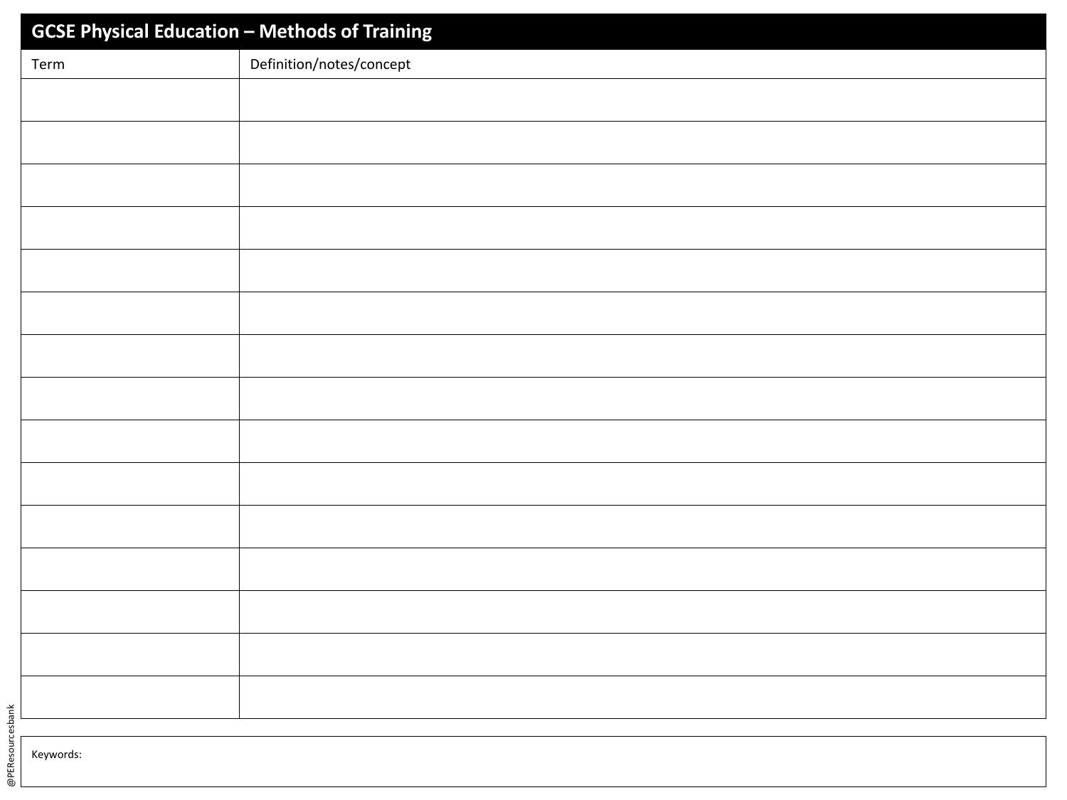## GCSE Physical Education – Methods of Training

| Term | Definition/notes/concept |
|---|---|
| | |
| | |
| | |
| | |
| | |
| | |
| | |
| | |
| | |
| | |
| | |
| | |
| | |
| | |
| | |

Keywords: